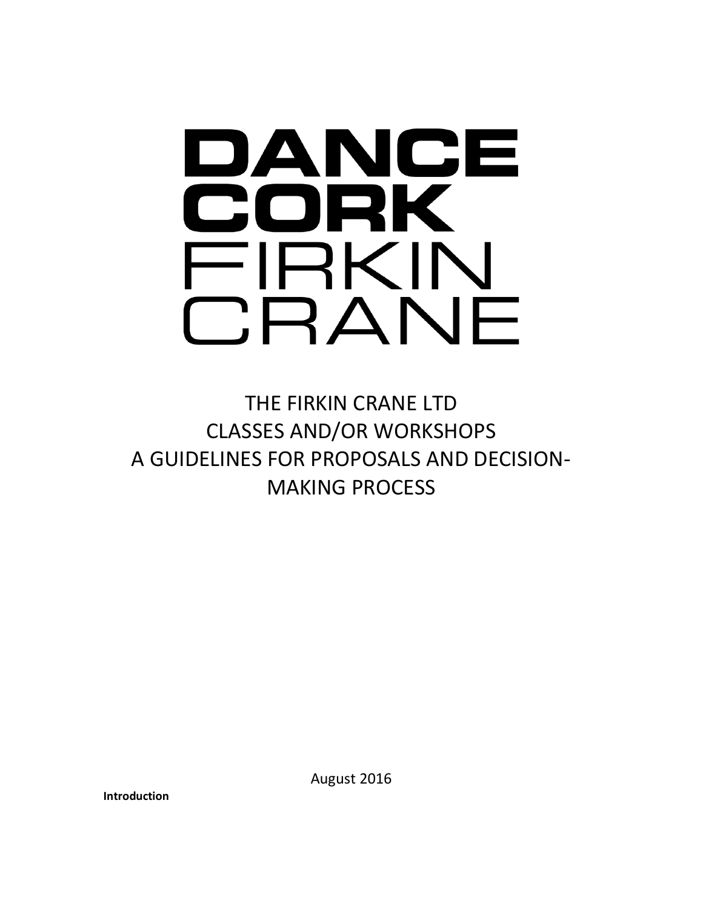# DANCE CORK
# FIRKIN CRANE

## THE FIRKIN CRANE LTD
## CLASSES AND/OR WORKSHOPS
## A GUIDELINES FOR PROPOSALS AND DECISION-MAKING PROCESS

August 2016

**Introduction**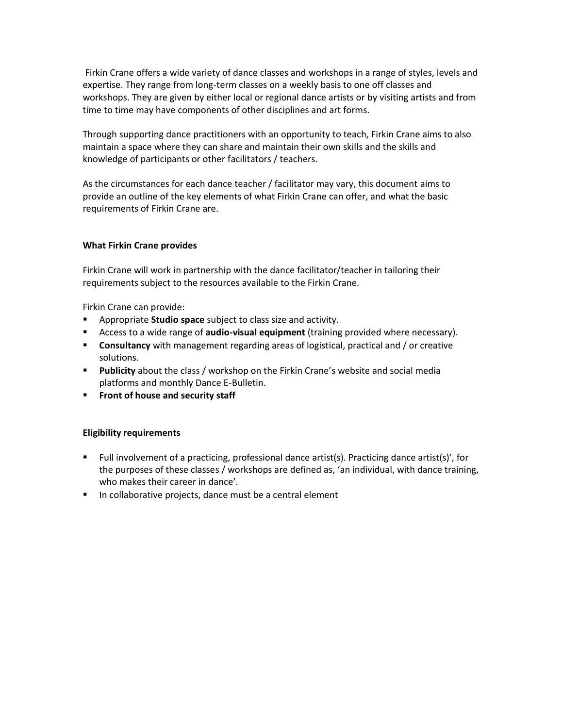Firkin Crane offers a wide variety of dance classes and workshops in a range of styles, levels and expertise. They range from long-term classes on a weekly basis to one off classes and workshops. They are given by either local or regional dance artists or by visiting artists and from time to time may have components of other disciplines and art forms.

Through supporting dance practitioners with an opportunity to teach, Firkin Crane aims to also maintain a space where they can share and maintain their own skills and the skills and knowledge of participants or other facilitators / teachers.

As the circumstances for each dance teacher / facilitator may vary, this document aims to provide an outline of the key elements of what Firkin Crane can offer, and what the basic requirements of Firkin Crane are.

**What Firkin Crane provides**

Firkin Crane will work in partnership with the dance facilitator/teacher in tailoring their requirements subject to the resources available to the Firkin Crane.

Firkin Crane can provide:

- Appropriate **Studio space** subject to class size and activity.
- Access to a wide range of **audio-visual equipment** (training provided where necessary).
- **Consultancy** with management regarding areas of logistical, practical and / or creative solutions.
- **Publicity** about the class / workshop on the Firkin Crane's website and social media platforms and monthly Dance E-Bulletin.
- **Front of house and security staff**

**Eligibility requirements**

- Full involvement of a practicing, professional dance artist(s). Practicing dance artist(s)', for the purposes of these classes / workshops are defined as, 'an individual, with dance training, who makes their career in dance'.
- In collaborative projects, dance must be a central element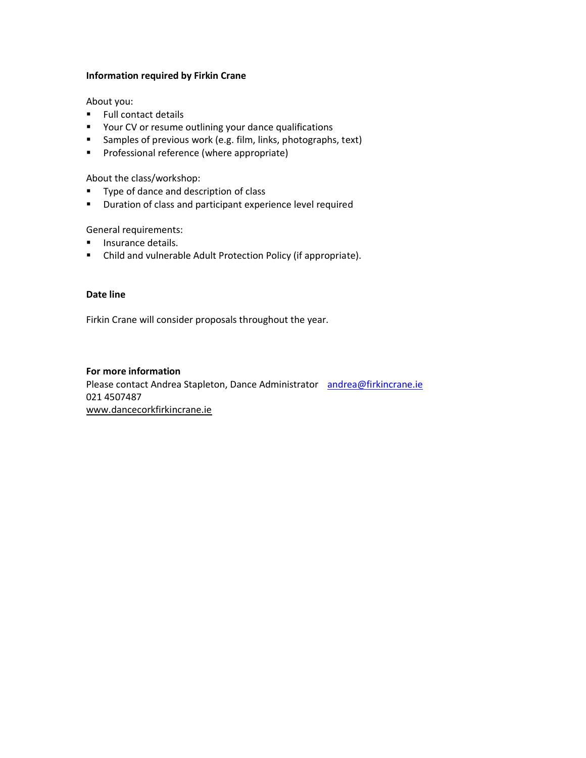**Information required by Firkin Crane**

About you:

- Full contact details
- Your CV or resume outlining your dance qualifications
- Samples of previous work (e.g. film, links, photographs, text)
- Professional reference (where appropriate)

About the class/workshop:

- Type of dance and description of class
- Duration of class and participant experience level required

General requirements:

- Insurance details.
- Child and vulnerable Adult Protection Policy (if appropriate).

**Date line**

Firkin Crane will consider proposals throughout the year.

**For more information**

Please contact Andrea Stapleton, Dance Administrator andrea@firkincrane.ie
021 4507487
www.dancecorkfirkincrane.ie